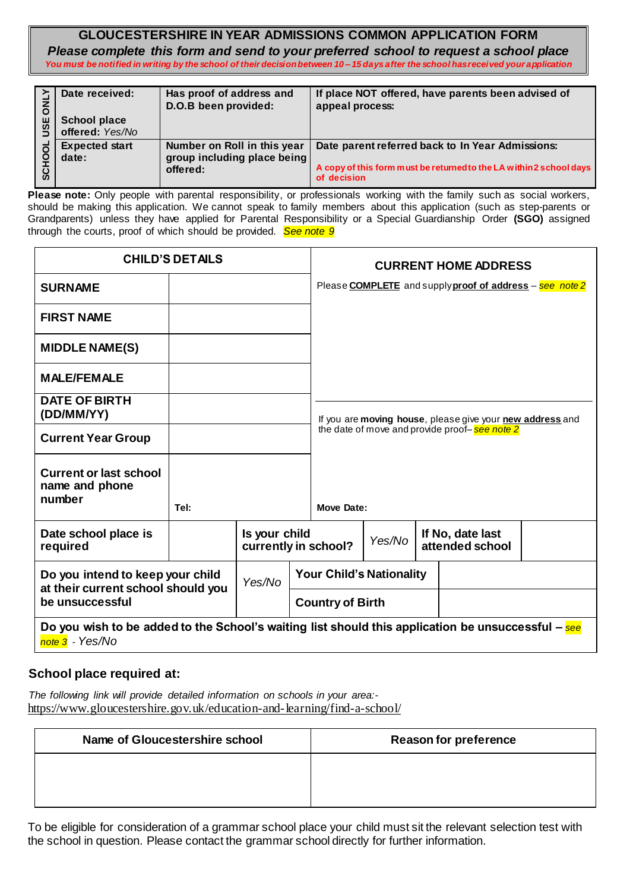# GLOUCESTERSHIRE IN YEAR ADMISSIONS COMMON APPLICATION FORM

***Please complete this form and send to your preferred school to request a school place***

*You must be notified in writing by the school of their decision between 10 – 15 days after the school has received your application*

| SCHOOL USE ONLY | | | |
|---|---|---|---|
| | **Date received:**<br><br>**School place offered:** *Yes/No* | **Has proof of address and D.O.B been provided:** | **If place NOT offered, have parents been advised of appeal process:** |
| | **Expected start date:** | **Number on Roll in this year group including place being offered:** | **Date parent referred back to In Year Admissions:**<br><br>A copy of this form must be returned to the LA within 2 school days of decision |

**Please note:** Only people with parental responsibility, or professionals working with the family such as social workers, should be making this application. We cannot speak to family members about this application (such as step-parents or Grandparents) unless they have applied for Parental Responsibility or a Special Guardianship Order **(SGO)** assigned through the courts, proof of which should be provided. *See note 9*

| **CHILD'S DETAILS** | | **CURRENT HOME ADDRESS** |
|---|---|---|
| **SURNAME** | | Please **COMPLETE** and supply **proof of address** – *see note 2* |
| **FIRST NAME** | | |
| **MIDDLE NAME(S)** | | |
| **MALE/FEMALE** | | |
| **DATE OF BIRTH (DD/MM/YY)** | | If you are **moving house**, please give your **new address** and the date of move and provide proof – *see note 2* |
| **Current Year Group** | | |
| **Current or last school name and phone number** | Tel: | **Move Date:** |

| **Date school place is required** | | **Is your child currently in school?** | *Yes/No* | **If No, date last attended school** | |
|---|---|---|---|---|---|
| **Do you intend to keep your child at their current school should you be unsuccessful** | *Yes/No* | **Your Child's Nationality** | | | |
| | | **Country of Birth** | | | |

**Do you wish to be added to the School's waiting list should this application be unsuccessful** – *see note 3* - *Yes/No*

## School place required at:

*The following link will provide detailed information on schools in your area:-*
https://www.gloucestershire.gov.uk/education-and-learning/find-a-school/

| Name of Gloucestershire school | Reason for preference |
|---|---|
| | |

To be eligible for consideration of a grammar school place your child must sit the relevant selection test with the school in question. Please contact the grammar school directly for further information.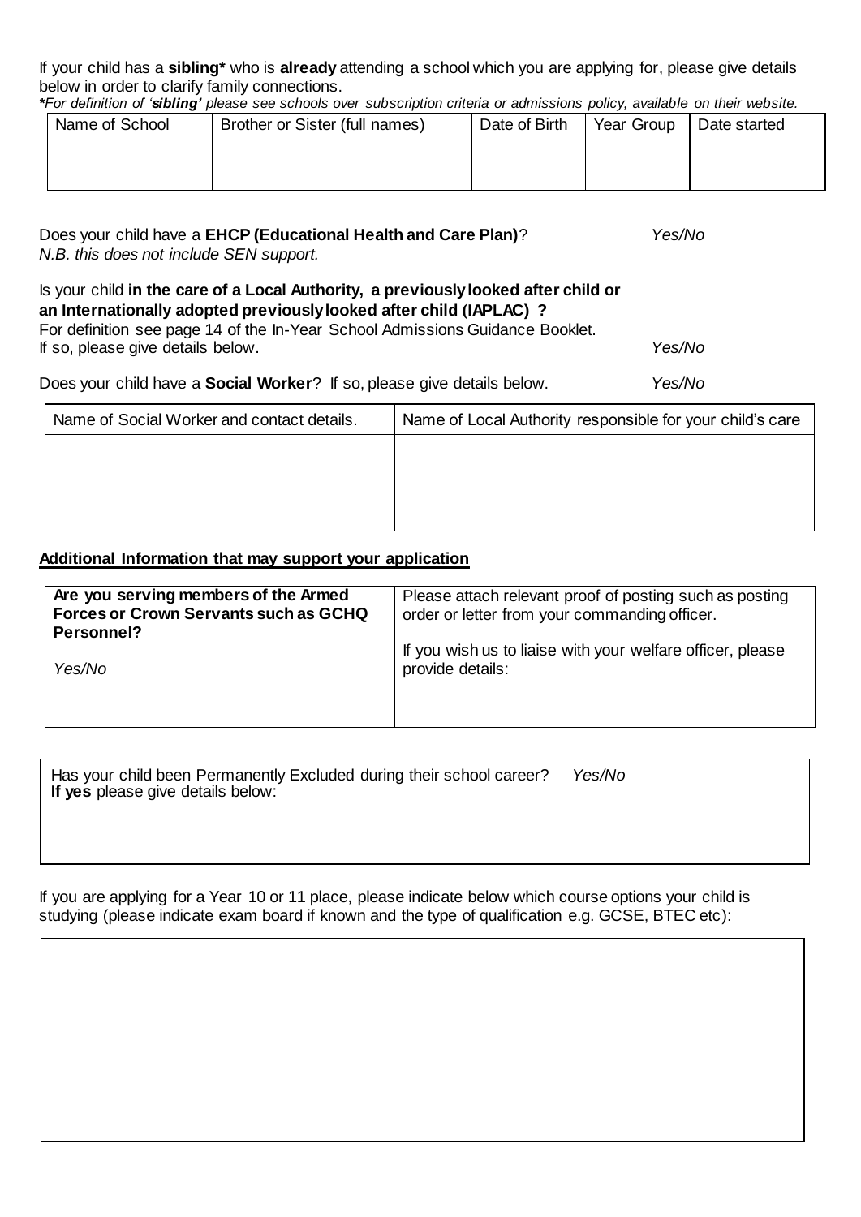If your child has a **sibling*** who is **already** attending a school which you are applying for, please give details below in order to clarify family connections.

***For definition of '*sibling*' please see schools over subscription criteria or admissions policy, available on their website.***

| Name of School | Brother or Sister (full names) | Date of Birth | Year Group | Date started |
| --- | --- | --- | --- | --- |
| | | | | |

Does your child have a **EHCP (Educational Health and Care Plan)**? *Yes/No*

*N.B. this does not include SEN support.*

Is your child **in the care of a Local Authority, a previously looked after child or an Internationally adopted previously looked after child (IAPLAC) ?**
For definition see page 14 of the In-Year School Admissions Guidance Booklet.
If so, please give details below. *Yes/No*

Does your child have a **Social Worker**? If so, please give details below. *Yes/No*

| Name of Social Worker and contact details. | Name of Local Authority responsible for your child's care |
| --- | --- |
| | |

## Additional Information that may support your application

| **Are you serving members of the Armed Forces or Crown Servants such as GCHQ Personnel?** *Yes/No* | Please attach relevant proof of posting such as posting order or letter from your commanding officer. If you wish us to liaise with your welfare officer, please provide details: |
| --- | --- |

Has your child been Permanently Excluded during their school career? *Yes/No*
**If yes** please give details below:

If you are applying for a Year 10 or 11 place, please indicate below which course options your child is studying (please indicate exam board if known and the type of qualification e.g. GCSE, BTEC etc):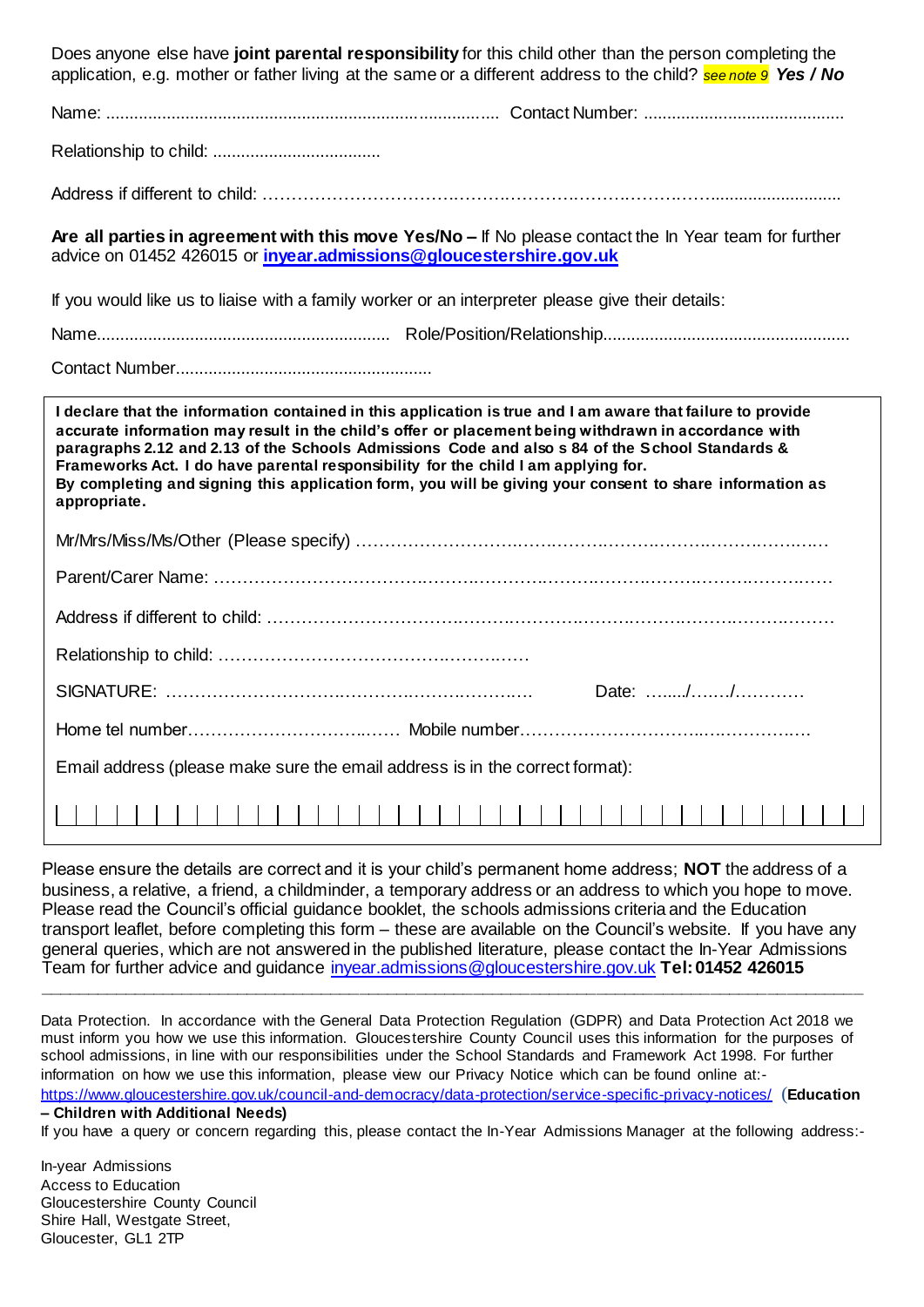Does anyone else have **joint parental responsibility** for this child other than the person completing the application, e.g. mother or father living at the same or a different address to the child? *see note 9* ***Yes / No***

Name: .................................................................................... Contact Number: ...........................................

Relationship to child: ...................................

Address if different to child: ……………………………………………………………………………...........................

**Are all parties in agreement with this move Yes/No –** If No please contact the In Year team for further advice on 01452 426015 or **inyear.admissions@gloucestershire.gov.uk**

If you would like us to liaise with a family worker or an interpreter please give their details:

Name.............................................................. Role/Position/Relationship....................................................

Contact Number......................................................

**I declare that the information contained in this application is true and I am aware that failure to provide accurate information may result in the child's offer or placement being withdrawn in accordance with paragraphs 2.12 and 2.13 of the Schools Admissions Code and also s 84 of the School Standards & Frameworks Act. I do have parental responsibility for the child I am applying for.**
**By completing and signing this application form, you will be giving your consent to share information as appropriate.**

Mr/Mrs/Miss/Ms/Other (Please specify) ……………………………………………………………………………

Parent/Carer Name: ……………………………………………………………………………………………………

Address if different to child: …………………………………………………………………………………………

Relationship to child: …………………………………………………

SIGNATURE: …………………………………………………………… Date: …..../……./…………

Home tel number……………………………… Mobile number……………………………………………

Email address (please make sure the email address is in the correct format):

| | | | | | | | | | | | | | | | | | | | | | | | | | | | | | | | | | | | | | | | |
|---|---|---|---|---|---|---|---|---|---|---|---|---|---|---|---|---|---|---|---|---|---|---|---|---|---|---|---|---|---|---|---|---|---|---|---|---|---|---|---|

Please ensure the details are correct and it is your child's permanent home address; **NOT** the address of a business, a relative, a friend, a childminder, a temporary address or an address to which you hope to move. Please read the Council's official guidance booklet, the schools admissions criteria and the Education transport leaflet, before completing this form – these are available on the Council's website. If you have any general queries, which are not answered in the published literature, please contact the In-Year Admissions Team for further advice and guidance inyear.admissions@gloucestershire.gov.uk **Tel: 01452 426015**

---

Data Protection. In accordance with the General Data Protection Regulation (GDPR) and Data Protection Act 2018 we must inform you how we use this information. Gloucestershire County Council uses this information for the purposes of school admissions, in line with our responsibilities under the School Standards and Framework Act 1998. For further information on how we use this information, please view our Privacy Notice which can be found online at:- https://www.gloucestershire.gov.uk/council-and-democracy/data-protection/service-specific-privacy-notices/ (**Education – Children with Additional Needs)**
If you have a query or concern regarding this, please contact the In-Year Admissions Manager at the following address:-

In-year Admissions
Access to Education
Gloucestershire County Council
Shire Hall, Westgate Street,
Gloucester, GL1 2TP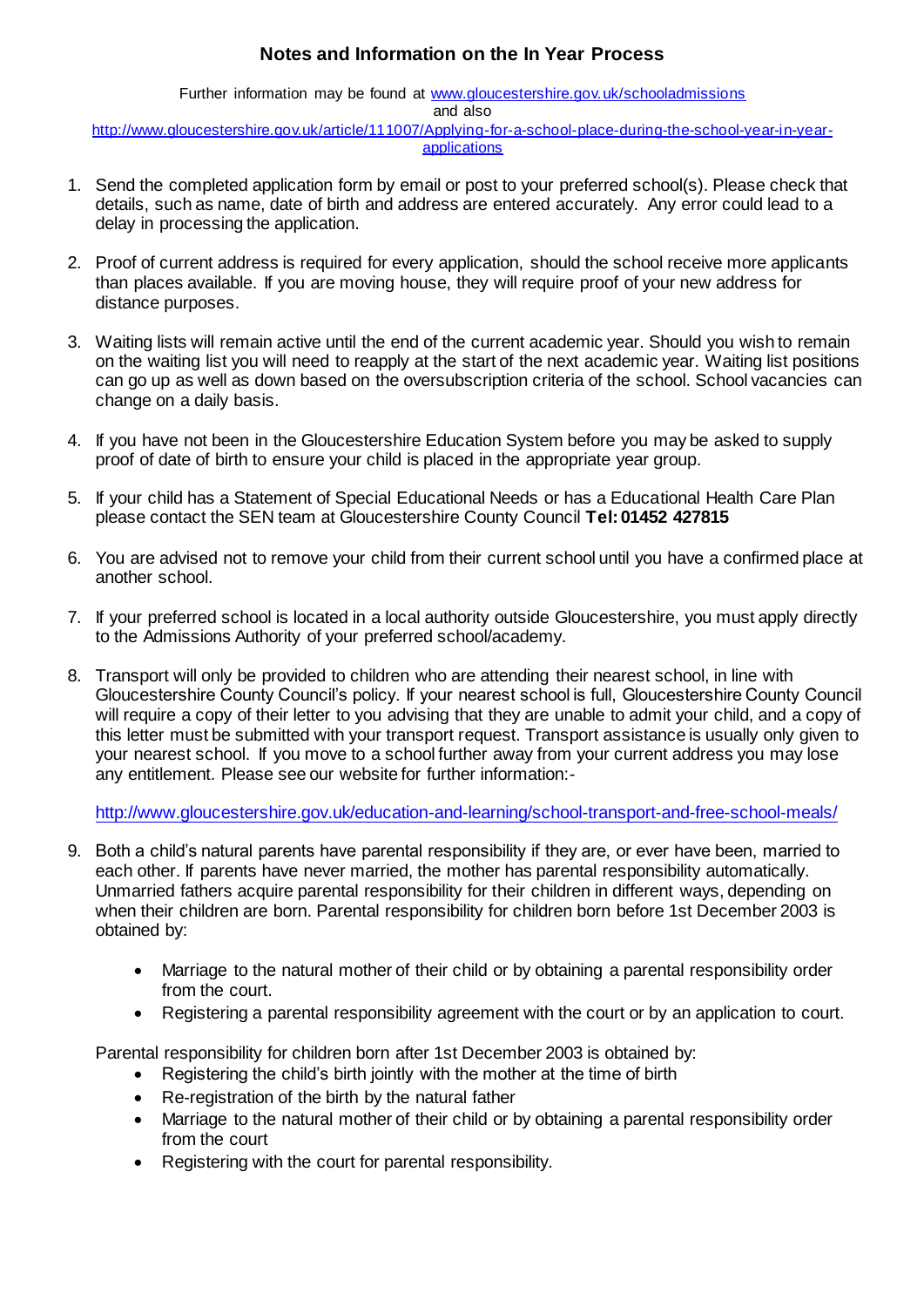# Notes and Information on the In Year Process

Further information may be found at [www.gloucestershire.gov.uk/schooladmissions](http://www.gloucestershire.gov.uk/schooladmissions)
and also
[http://www.gloucestershire.gov.uk/article/111007/Applying-for-a-school-place-during-the-school-year-in-year-applications](http://www.gloucestershire.gov.uk/article/111007/Applying-for-a-school-place-during-the-school-year-in-year-applications)

1. Send the completed application form by email or post to your preferred school(s). Please check that details, such as name, date of birth and address are entered accurately. Any error could lead to a delay in processing the application.

2. Proof of current address is required for every application, should the school receive more applicants than places available. If you are moving house, they will require proof of your new address for distance purposes.

3. Waiting lists will remain active until the end of the current academic year. Should you wish to remain on the waiting list you will need to reapply at the start of the next academic year. Waiting list positions can go up as well as down based on the oversubscription criteria of the school. School vacancies can change on a daily basis.

4. If you have not been in the Gloucestershire Education System before you may be asked to supply proof of date of birth to ensure your child is placed in the appropriate year group.

5. If your child has a Statement of Special Educational Needs or has a Educational Health Care Plan please contact the SEN team at Gloucestershire County Council **Tel: 01452 427815**

6. You are advised not to remove your child from their current school until you have a confirmed place at another school.

7. If your preferred school is located in a local authority outside Gloucestershire, you must apply directly to the Admissions Authority of your preferred school/academy.

8. Transport will only be provided to children who are attending their nearest school, in line with Gloucestershire County Council's policy. If your nearest school is full, Gloucestershire County Council will require a copy of their letter to you advising that they are unable to admit your child, and a copy of this letter must be submitted with your transport request. Transport assistance is usually only given to your nearest school. If you move to a school further away from your current address you may lose any entitlement. Please see our website for further information:-

   [http://www.gloucestershire.gov.uk/education-and-learning/school-transport-and-free-school-meals/](http://www.gloucestershire.gov.uk/education-and-learning/school-transport-and-free-school-meals/)

9. Both a child's natural parents have parental responsibility if they are, or ever have been, married to each other. If parents have never married, the mother has parental responsibility automatically. Unmarried fathers acquire parental responsibility for their children in different ways, depending on when their children are born. Parental responsibility for children born before 1st December 2003 is obtained by:

   - Marriage to the natural mother of their child or by obtaining a parental responsibility order from the court.
   - Registering a parental responsibility agreement with the court or by an application to court.

   Parental responsibility for children born after 1st December 2003 is obtained by:

   - Registering the child's birth jointly with the mother at the time of birth
   - Re-registration of the birth by the natural father
   - Marriage to the natural mother of their child or by obtaining a parental responsibility order from the court
   - Registering with the court for parental responsibility.